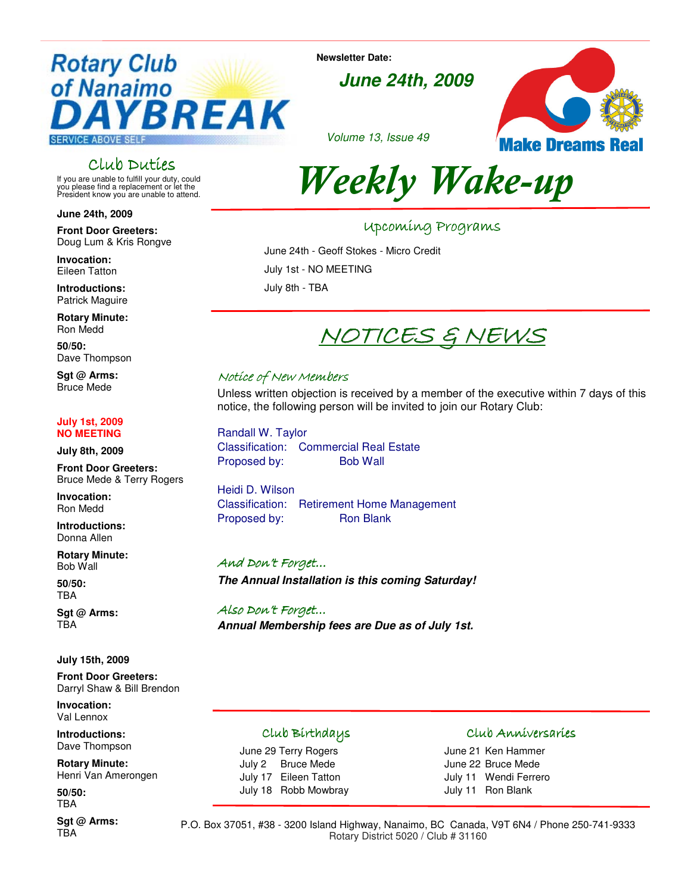# Rotary Club of Nanaimo DAYBREAK

SERVICE ABOVE SELF

**Newsletter Date:**

***June 24th, 2009***

*Volume 13, Issue 49*

Make Dreams Real

# *Weekly Wake-up*

## Club Duties

If you are unable to fulfill your duty, could you please find a replacement or let the President know you are unable to attend.

**June 24th, 2009**

**Front Door Greeters:**
Doug Lum & Kris Rongve

**Invocation:**
Eileen Tatton

**Introductions:**
Patrick Maguire

**Rotary Minute:**
Ron Medd

**50/50:**
Dave Thompson

**Sgt @ Arms:**
Bruce Mede

**July 1st, 2009**
**NO MEETING**

**July 8th, 2009**

**Front Door Greeters:**
Bruce Mede & Terry Rogers

**Invocation:**
Ron Medd

**Introductions:**
Donna Allen

**Rotary Minute:**
Bob Wall

**50/50:**
TBA

**Sgt @ Arms:**
TBA

**July 15th, 2009**

**Front Door Greeters:**
Darryl Shaw & Bill Brendon

**Invocation:**
Val Lennox

**Introductions:**
Dave Thompson

**Rotary Minute:**
Henri Van Amerongen

**50/50:**
TBA

**Sgt @ Arms:**
TBA

## Upcoming Programs

June 24th - Geoff Stokes - Micro Credit

July 1st - NO MEETING

July 8th - TBA

## NOTICES & NEWS

### *Notice of New Members*

Unless written objection is received by a member of the executive within 7 days of this notice, the following person will be invited to join our Rotary Club:

Randall W. Taylor
Classification: Commercial Real Estate
Proposed by: Bob Wall

Heidi D. Wilson
Classification: Retirement Home Management
Proposed by: Ron Blank

### *And Don't Forget...*

***The Annual Installation is this coming Saturday!***

### *Also Don't Forget...*

***Annual Membership fees are Due as of July 1st.***

## Club Birthdays

June 29 Terry Rogers
July 2 Bruce Mede
July 17 Eileen Tatton
July 18 Robb Mowbray

## Club Anniversaries

June 21 Ken Hammer
June 22 Bruce Mede
July 11 Wendi Ferrero
July 11 Ron Blank

P.O. Box 37051, #38 - 3200 Island Highway, Nanaimo, BC Canada, V9T 6N4 / Phone 250-741-9333
Rotary District 5020 / Club # 31160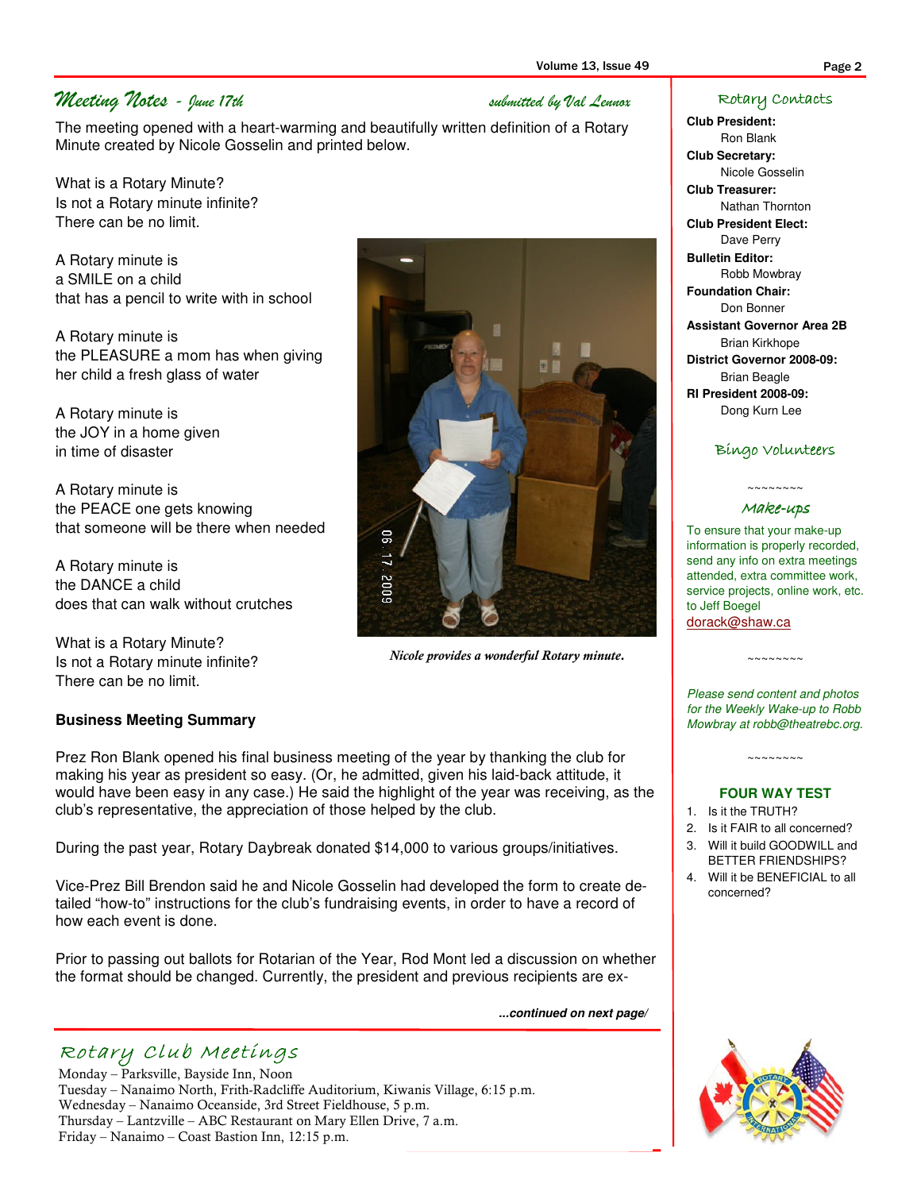## *Meeting Notes - June 17th*

*submitted by Val Lennox*

The meeting opened with a heart-warming and beautifully written definition of a Rotary Minute created by Nicole Gosselin and printed below.

What is a Rotary Minute?
Is not a Rotary minute infinite?
There can be no limit.

A Rotary minute is
a SMILE on a child
that has a pencil to write with in school

A Rotary minute is
the PLEASURE a mom has when giving
her child a fresh glass of water

A Rotary minute is
the JOY in a home given
in time of disaster

A Rotary minute is
the PEACE one gets knowing
that someone will be there when needed

A Rotary minute is
the DANCE a child
does that can walk without crutches

What is a Rotary Minute?
Is not a Rotary minute infinite?
There can be no limit.

*Nicole provides a wonderful Rotary minute.*

**Business Meeting Summary**

Prez Ron Blank opened his final business meeting of the year by thanking the club for making his year as president so easy. (Or, he admitted, given his laid-back attitude, it would have been easy in any case.) He said the highlight of the year was receiving, as the club's representative, the appreciation of those helped by the club.

During the past year, Rotary Daybreak donated $14,000 to various groups/initiatives.

Vice-Prez Bill Brendon said he and Nicole Gosselin had developed the form to create detailed "how-to" instructions for the club's fundraising events, in order to have a record of how each event is done.

Prior to passing out ballots for Rotarian of the Year, Rod Mont led a discussion on whether the format should be changed. Currently, the president and previous recipients are ex-

***...continued on next page/***

## Rotary Contacts

**Club President:**
Ron Blank
**Club Secretary:**
Nicole Gosselin
**Club Treasurer:**
Nathan Thornton
**Club President Elect:**
Dave Perry
**Bulletin Editor:**
Robb Mowbray
**Foundation Chair:**
Don Bonner
**Assistant Governor Area 2B**
Brian Kirkhope
**District Governor 2008-09:**
Brian Beagle
**RI President 2008-09:**
Dong Kurn Lee

## Bingo Volunteers

~~~~~~~~

## Make-ups

To ensure that your make-up information is properly recorded, send any info on extra meetings attended, extra committee work, service projects, online work, etc. to Jeff Boegel
dorack@shaw.ca

~~~~~~~~

*Please send content and photos for the Weekly Wake-up to Robb Mowbray at robb@theatrebc.org.*

~~~~~~~~

**FOUR WAY TEST**

1. Is it the TRUTH?
2. Is it FAIR to all concerned?
3. Will it build GOODWILL and BETTER FRIENDSHIPS?
4. Will it be BENEFICIAL to all concerned?

## Rotary Club Meetings

Monday – Parksville, Bayside Inn, Noon
Tuesday – Nanaimo North, Frith-Radcliffe Auditorium, Kiwanis Village, 6:15 p.m.
Wednesday – Nanaimo Oceanside, 3rd Street Fieldhouse, 5 p.m.
Thursday – Lantzville – ABC Restaurant on Mary Ellen Drive, 7 a.m.
Friday – Nanaimo – Coast Bastion Inn, 12:15 p.m.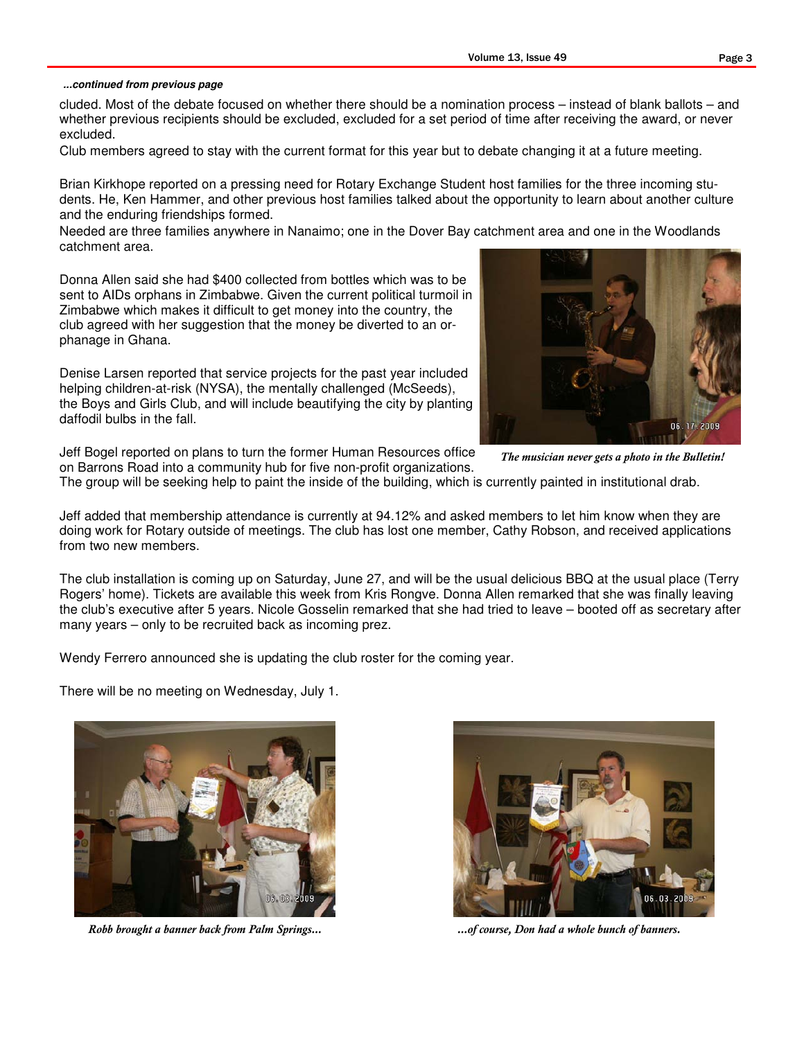*...continued from previous page*

cluded. Most of the debate focused on whether there should be a nomination process – instead of blank ballots – and whether previous recipients should be excluded, excluded for a set period of time after receiving the award, or never excluded.

Club members agreed to stay with the current format for this year but to debate changing it at a future meeting.

Brian Kirkhope reported on a pressing need for Rotary Exchange Student host families for the three incoming students. He, Ken Hammer, and other previous host families talked about the opportunity to learn about another culture and the enduring friendships formed.

Needed are three families anywhere in Nanaimo; one in the Dover Bay catchment area and one in the Woodlands catchment area.

Donna Allen said she had $400 collected from bottles which was to be sent to AIDs orphans in Zimbabwe. Given the current political turmoil in Zimbabwe which makes it difficult to get money into the country, the club agreed with her suggestion that the money be diverted to an orphanage in Ghana.

Denise Larsen reported that service projects for the past year included helping children-at-risk (NYSA), the mentally challenged (McSeeds), the Boys and Girls Club, and will include beautifying the city by planting daffodil bulbs in the fall.

*The musician never gets a photo in the Bulletin!*

Jeff Bogel reported on plans to turn the former Human Resources office on Barrons Road into a community hub for five non-profit organizations. The group will be seeking help to paint the inside of the building, which is currently painted in institutional drab.

Jeff added that membership attendance is currently at 94.12% and asked members to let him know when they are doing work for Rotary outside of meetings. The club has lost one member, Cathy Robson, and received applications from two new members.

The club installation is coming up on Saturday, June 27, and will be the usual delicious BBQ at the usual place (Terry Rogers' home). Tickets are available this week from Kris Rongve. Donna Allen remarked that she was finally leaving the club's executive after 5 years. Nicole Gosselin remarked that she had tried to leave – booted off as secretary after many years – only to be recruited back as incoming prez.

Wendy Ferrero announced she is updating the club roster for the coming year.

There will be no meeting on Wednesday, July 1.

*Robb brought a banner back from Palm Springs...*

*...of course, Don had a whole bunch of banners.*